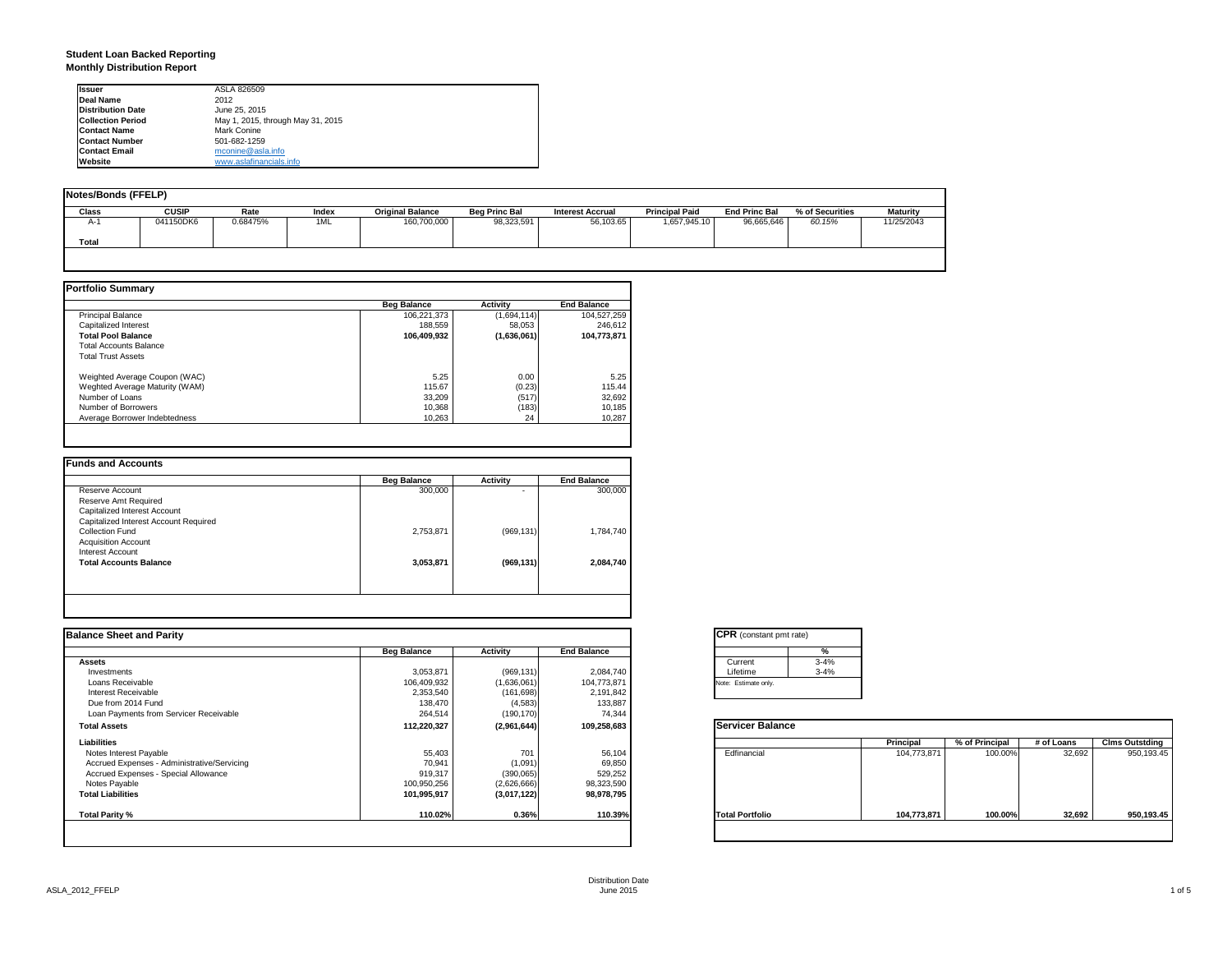# Student Loan Backed Reporting
## Monthly Distribution Report

| | |
|---|---|
| **Issuer** | ASLA 826509 |
| **Deal Name** | 2012 |
| **Distribution Date** | June 25, 2015 |
| **Collection Period** | May 1, 2015, through May 31, 2015 |
| **Contact Name** | Mark Conine |
| **Contact Number** | 501-682-1259 |
| **Contact Email** | mconine@asla.info |
| **Website** | www.aslafinancials.info |

### Notes/Bonds (FFELP)

| Class | CUSIP | Rate | Index | Original Balance | Beg Princ Bal | Interest Accrual | Principal Paid | End Princ Bal | % of Securities | Maturity |
|---|---|---|---|---|---|---|---|---|---|---|
| A-1 | 041150DK6 | 0.68475% | 1ML | 160,700,000 | 98,323,591 | 56,103.65 | 1,657,945.10 | 96,665,646 | *60.15%* | 11/25/2043 |
| **Total** | | | | | | | | | | |

### Portfolio Summary

| | Beg Balance | Activity | End Balance |
|---|---|---|---|
| Principal Balance | 106,221,373 | (1,694,114) | 104,527,259 |
| Capitalized Interest | 188,559 | 58,053 | 246,612 |
| **Total Pool Balance** | **106,409,932** | **(1,636,061)** | **104,773,871** |
| Total Accounts Balance | | | |
| Total Trust Assets | | | |
| | | | |
| Weighted Average Coupon (WAC) | 5.25 | 0.00 | 5.25 |
| Weghted Average Maturity (WAM) | 115.67 | (0.23) | 115.44 |
| Number of Loans | 33,209 | (517) | 32,692 |
| Number of Borrowers | 10,368 | (183) | 10,185 |
| Average Borrower Indebtedness | 10,263 | 24 | 10,287 |

### Funds and Accounts

| | Beg Balance | Activity | End Balance |
|---|---|---|---|
| Reserve Account | 300,000 | - | 300,000 |
| Reserve Amt Required | | | |
| Capitalized Interest Account | | | |
| Capitalized Interest Account Required | | | |
| Collection Fund | 2,753,871 | (969,131) | 1,784,740 |
| Acquisition Account | | | |
| Interest Account | | | |
| **Total Accounts Balance** | **3,053,871** | **(969,131)** | **2,084,740** |

### Balance Sheet and Parity

| | Beg Balance | Activity | End Balance |
|---|---|---|---|
| **Assets** | | | |
| Investments | 3,053,871 | (969,131) | 2,084,740 |
| Loans Receivable | 106,409,932 | (1,636,061) | 104,773,871 |
| Interest Receivable | 2,353,540 | (161,698) | 2,191,842 |
| Due from 2014 Fund | 138,470 | (4,583) | 133,887 |
| Loan Payments from Servicer Receivable | 264,514 | (190,170) | 74,344 |
| **Total Assets** | **112,220,327** | **(2,961,644)** | **109,258,683** |
| **Liabilities** | | | |
| Notes Interest Payable | 55,403 | 701 | 56,104 |
| Accrued Expenses - Administrative/Servicing | 70,941 | (1,091) | 69,850 |
| Accrued Expenses - Special Allowance | 919,317 | (390,065) | 529,252 |
| Notes Payable | 100,950,256 | (2,626,666) | 98,323,590 |
| **Total Liabilities** | **101,995,917** | **(3,017,122)** | **98,978,795** |
| | | | |
| **Total Parity %** | **110.02%** | **0.36%** | **110.39%** |

### CPR (constant pmt rate)

| | % |
|---|---|
| Current | 3-4% |
| Lifetime | 3-4% |

Note: Estimate only.

### Servicer Balance

| | Principal | % of Principal | # of Loans | Clms Outstding |
|---|---|---|---|---|
| Edfinancial | 104,773,871 | 100.00% | 32,692 | 950,193.45 |
| **Total Portfolio** | **104,773,871** | **100.00%** | **32,692** | **950,193.45** |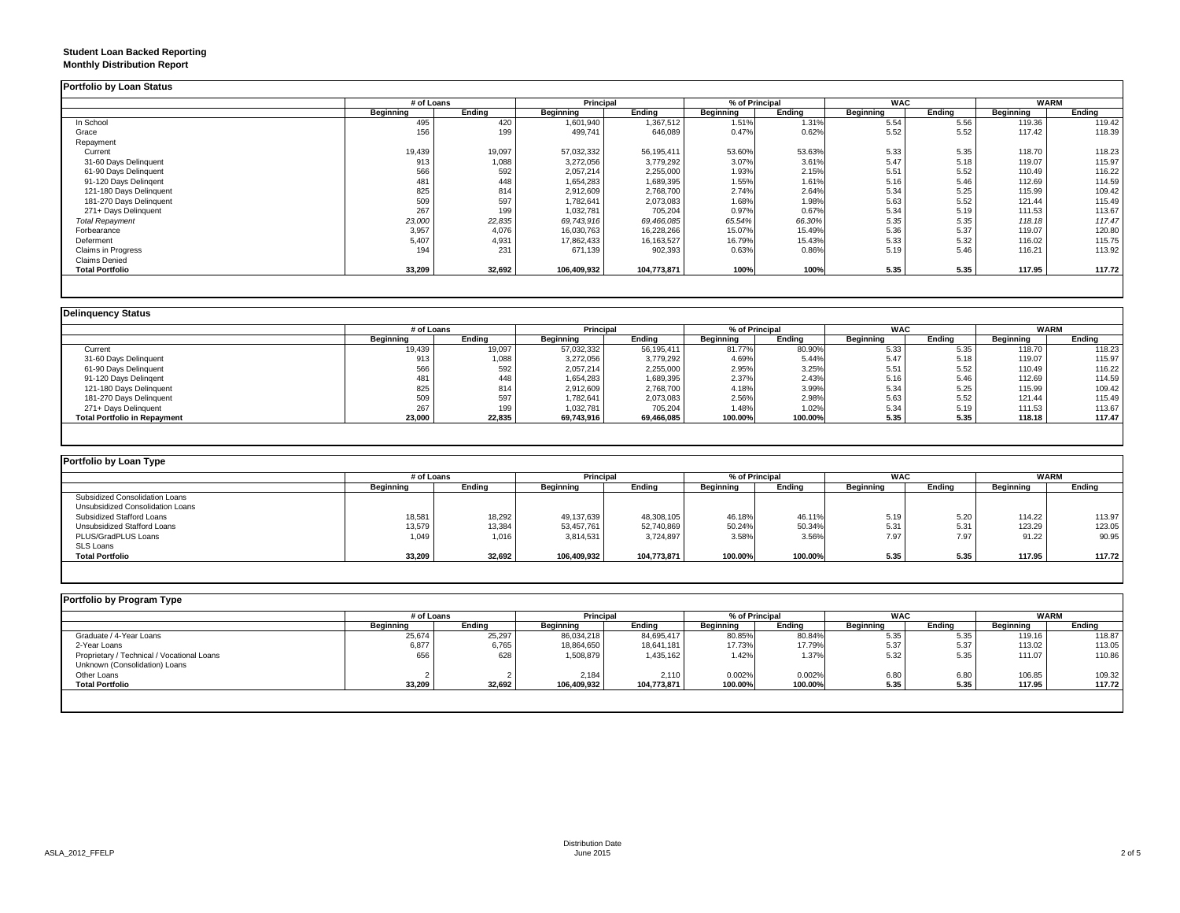**Student Loan Backed Reporting**
**Monthly Distribution Report**

**Portfolio by Loan Status**

| | # of Loans | | Principal | | % of Principal | | WAC | | WARM | |
|---|---|---|---|---|---|---|---|---|---|---|
| | Beginning | Ending | Beginning | Ending | Beginning | Ending | Beginning | Ending | Beginning | Ending |
| In School | 495 | 420 | 1,601,940 | 1,367,512 | 1.51% | 1.31% | 5.54 | 5.56 | 119.36 | 119.42 |
| Grace | 156 | 199 | 499,741 | 646,089 | 0.47% | 0.62% | 5.52 | 5.52 | 117.42 | 118.39 |
| Repayment | | | | | | | | | | |
| Current | 19,439 | 19,097 | 57,032,332 | 56,195,411 | 53.60% | 53.63% | 5.33 | 5.35 | 118.70 | 118.23 |
| 31-60 Days Delinquent | 913 | 1,088 | 3,272,056 | 3,779,292 | 3.07% | 3.61% | 5.47 | 5.18 | 119.07 | 115.97 |
| 61-90 Days Delinquent | 566 | 592 | 2,057,214 | 2,255,000 | 1.93% | 2.15% | 5.51 | 5.52 | 110.49 | 116.22 |
| 91-120 Days Delingent | 481 | 448 | 1,654,283 | 1,689,395 | 1.55% | 1.61% | 5.16 | 5.46 | 112.69 | 114.59 |
| 121-180 Days Delinquent | 825 | 814 | 2,912,609 | 2,768,700 | 2.74% | 2.64% | 5.34 | 5.25 | 115.99 | 109.42 |
| 181-270 Days Delinquent | 509 | 597 | 1,782,641 | 2,073,083 | 1.68% | 1.98% | 5.63 | 5.52 | 121.44 | 115.49 |
| 271+ Days Delinquent | 267 | 199 | 1,032,781 | 705,204 | 0.97% | 0.67% | 5.34 | 5.19 | 111.53 | 113.67 |
| *Total Repayment* | *23,000* | *22,835* | *69,743,916* | *69,466,085* | *65.54%* | *66.30%* | *5.35* | *5.35* | *118.18* | *117.47* |
| Forbearance | 3,957 | 4,076 | 16,030,763 | 16,228,266 | 15.07% | 15.49% | 5.36 | 5.37 | 119.07 | 120.80 |
| Deferment | 5,407 | 4,931 | 17,862,433 | 16,163,527 | 16.79% | 15.43% | 5.33 | 5.32 | 116.02 | 115.75 |
| Claims in Progress | 194 | 231 | 671,139 | 902,393 | 0.63% | 0.86% | 5.19 | 5.46 | 116.21 | 113.92 |
| Claims Denied | | | | | | | | | | |
| **Total Portfolio** | **33,209** | **32,692** | **106,409,932** | **104,773,871** | **100%** | **100%** | **5.35** | **5.35** | **117.95** | **117.72** |

**Delinquency Status**

| | # of Loans | | Principal | | % of Principal | | WAC | | WARM | |
|---|---|---|---|---|---|---|---|---|---|---|
| | Beginning | Ending | Beginning | Ending | Beginning | Ending | Beginning | Ending | Beginning | Ending |
| Current | 19,439 | 19,097 | 57,032,332 | 56,195,411 | 81.77% | 80.90% | 5.33 | 5.35 | 118.70 | 118.23 |
| 31-60 Days Delinquent | 913 | 1,088 | 3,272,056 | 3,779,292 | 4.69% | 5.44% | 5.47 | 5.18 | 119.07 | 115.97 |
| 61-90 Days Delinquent | 566 | 592 | 2,057,214 | 2,255,000 | 2.95% | 3.25% | 5.51 | 5.52 | 110.49 | 116.22 |
| 91-120 Days Delingent | 481 | 448 | 1,654,283 | 1,689,395 | 2.37% | 2.43% | 5.16 | 5.46 | 112.69 | 114.59 |
| 121-180 Days Delinquent | 825 | 814 | 2,912,609 | 2,768,700 | 4.18% | 3.99% | 5.34 | 5.25 | 115.99 | 109.42 |
| 181-270 Days Delinquent | 509 | 597 | 1,782,641 | 2,073,083 | 2.56% | 2.98% | 5.63 | 5.52 | 121.44 | 115.49 |
| 271+ Days Delinquent | 267 | 199 | 1,032,781 | 705,204 | 1.48% | 1.02% | 5.34 | 5.19 | 111.53 | 113.67 |
| **Total Portfolio in Repayment** | **23,000** | **22,835** | **69,743,916** | **69,466,085** | **100.00%** | **100.00%** | **5.35** | **5.35** | **118.18** | **117.47** |

**Portfolio by Loan Type**

| | # of Loans | | Principal | | % of Principal | | WAC | | WARM | |
|---|---|---|---|---|---|---|---|---|---|---|
| | Beginning | Ending | Beginning | Ending | Beginning | Ending | Beginning | Ending | Beginning | Ending |
| Subsidized Consolidation Loans | | | | | | | | | | |
| Unsubsidized Consolidation Loans | | | | | | | | | | |
| Subsidized Stafford Loans | 18,581 | 18,292 | 49,137,639 | 48,308,105 | 46.18% | 46.11% | 5.19 | 5.20 | 114.22 | 113.97 |
| Unsubsidized Stafford Loans | 13,579 | 13,384 | 53,457,761 | 52,740,869 | 50.24% | 50.34% | 5.31 | 5.31 | 123.29 | 123.05 |
| PLUS/GradPLUS Loans | 1,049 | 1,016 | 3,814,531 | 3,724,897 | 3.58% | 3.56% | 7.97 | 7.97 | 91.22 | 90.95 |
| SLS Loans | | | | | | | | | | |
| **Total Portfolio** | **33,209** | **32,692** | **106,409,932** | **104,773,871** | **100.00%** | **100.00%** | **5.35** | **5.35** | **117.95** | **117.72** |

**Portfolio by Program Type**

| | # of Loans | | Principal | | % of Principal | | WAC | | WARM | |
|---|---|---|---|---|---|---|---|---|---|---|
| | Beginning | Ending | Beginning | Ending | Beginning | Ending | Beginning | Ending | Beginning | Ending |
| Graduate / 4-Year Loans | 25,674 | 25,297 | 86,034,218 | 84,695,417 | 80.85% | 80.84% | 5.35 | 5.35 | 119.16 | 118.87 |
| 2-Year Loans | 6,877 | 6,765 | 18,864,650 | 18,641,181 | 17.73% | 17.79% | 5.37 | 5.37 | 113.02 | 113.05 |
| Proprietary / Technical / Vocational Loans | 656 | 628 | 1,508,879 | 1,435,162 | 1.42% | 1.37% | 5.32 | 5.35 | 111.07 | 110.86 |
| Unknown (Consolidation) Loans | | | | | | | | | | |
| Other Loans | 2 | 2 | 2,184 | 2,110 | 0.002% | 0.002% | 6.80 | 6.80 | 106.85 | 109.32 |
| **Total Portfolio** | **33,209** | **32,692** | **106,409,932** | **104,773,871** | **100.00%** | **100.00%** | **5.35** | **5.35** | **117.95** | **117.72** |

ASLA_2012_FFELP

Distribution Date
June 2015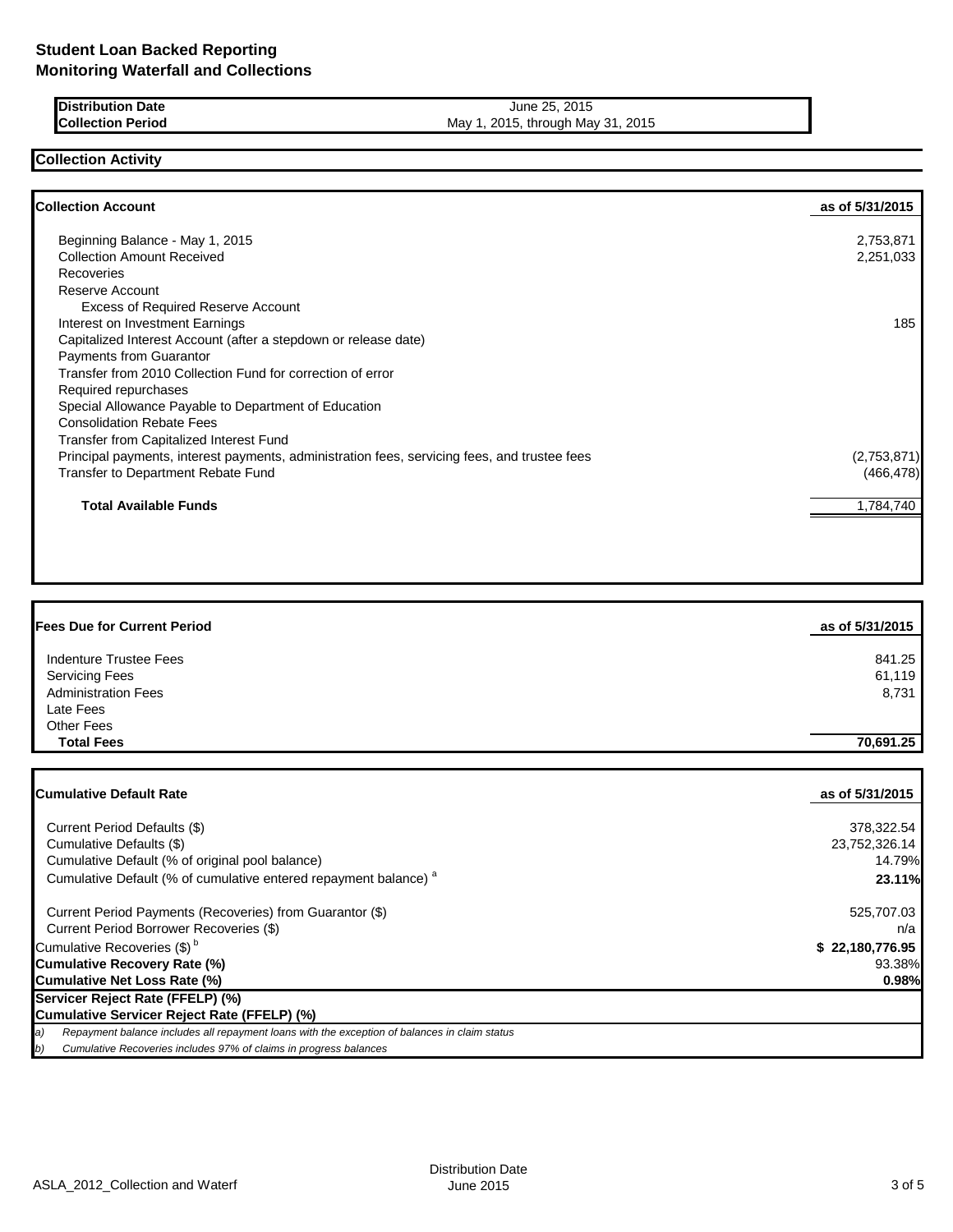# Student Loan Backed Reporting
## Monitoring Waterfall and Collections

| | |
|---|---|
| **Distribution Date** | June 25, 2015 |
| **Collection Period** | May 1, 2015, through May 31, 2015 |

## Collection Activity

| **Collection Account** | **as of 5/31/2015** |
|---|---|
| Beginning Balance - May 1, 2015 | 2,753,871 |
| Collection Amount Received | 2,251,033 |
| Recoveries | |
| Reserve Account | |
| Excess of Required Reserve Account | |
| Interest on Investment Earnings | 185 |
| Capitalized Interest Account (after a stepdown or release date) | |
| Payments from Guarantor | |
| Transfer from 2010 Collection Fund for correction of error | |
| Required repurchases | |
| Special Allowance Payable to Department of Education | |
| Consolidation Rebate Fees | |
| Transfer from Capitalized Interest Fund | |
| Principal payments, interest payments, administration fees, servicing fees, and trustee fees | (2,753,871) |
| Transfer to Department Rebate Fund | (466,478) |
| **Total Available Funds** | 1,784,740 |

| **Fees Due for Current Period** | **as of 5/31/2015** |
|---|---|
| Indenture Trustee Fees | 841.25 |
| Servicing Fees | 61,119 |
| Administration Fees | 8,731 |
| Late Fees | |
| Other Fees | |
| **Total Fees** | **70,691.25** |

| **Cumulative Default Rate** | **as of 5/31/2015** |
|---|---|
| Current Period Defaults ($) | 378,322.54 |
| Cumulative Defaults ($) | 23,752,326.14 |
| Cumulative Default (% of original pool balance) | 14.79% |
| Cumulative Default (% of cumulative entered repayment balance) [a] | **23.11%** |
| Current Period Payments (Recoveries) from Guarantor ($) | 525,707.03 |
| Current Period Borrower Recoveries ($) | n/a |
| Cumulative Recoveries ($) [b] | **$ 22,180,776.95** |
| **Cumulative Recovery Rate (%)** | 93.38% |
| **Cumulative Net Loss Rate (%)** | **0.98%** |
| **Servicer Reject Rate (FFELP) (%)** | |
| **Cumulative Servicer Reject Rate (FFELP) (%)** | |

*a) Repayment balance includes all repayment loans with the exception of balances in claim status*

*b) Cumulative Recoveries includes 97% of claims in progress balances*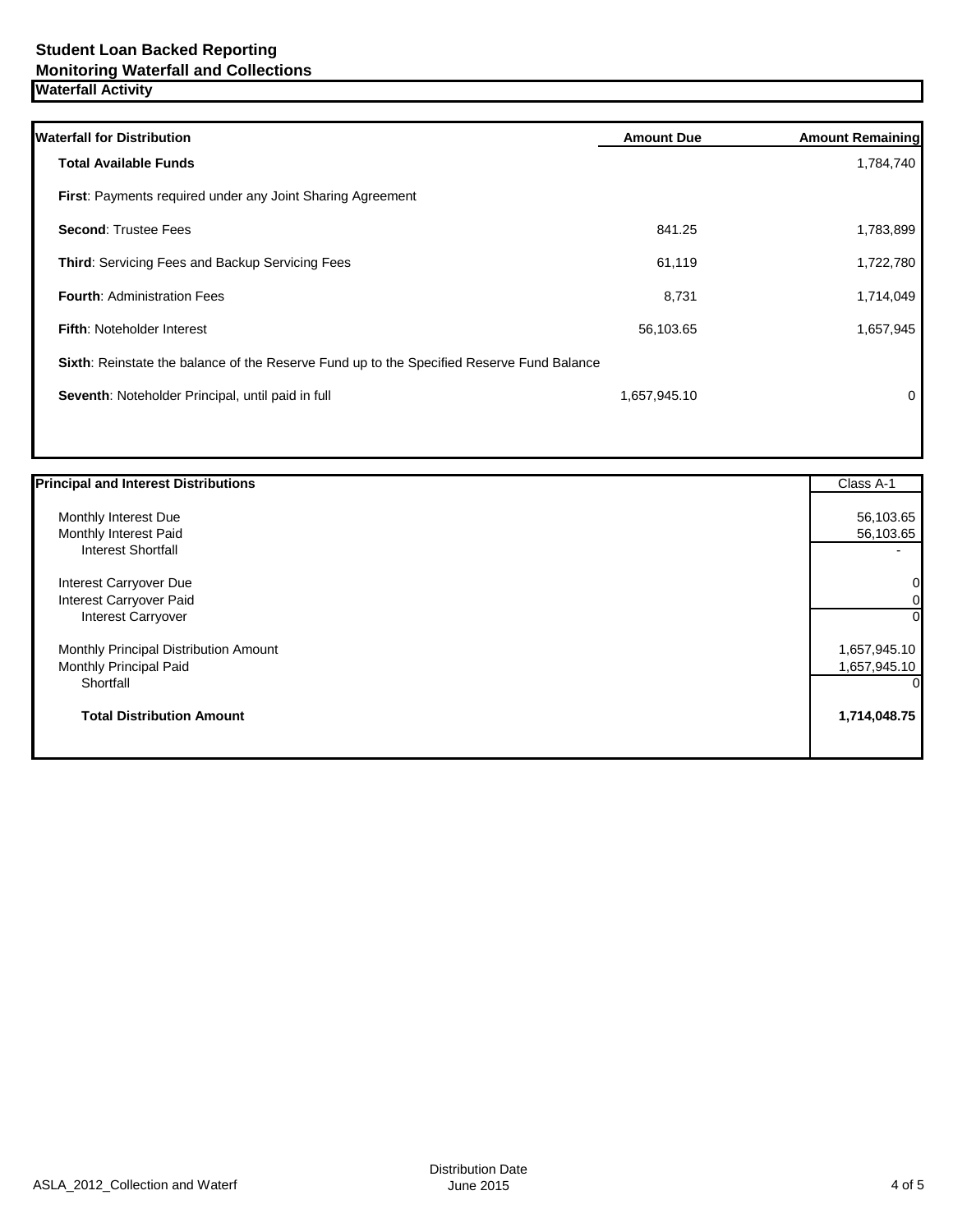# Student Loan Backed Reporting

## Monitoring Waterfall and Collections

### Waterfall Activity

| Waterfall for Distribution | Amount Due | Amount Remaining |
|---|---|---|
| **Total Available Funds** | | 1,784,740 |
| **First**: Payments required under any Joint Sharing Agreement | | |
| **Second**: Trustee Fees | 841.25 | 1,783,899 |
| **Third**: Servicing Fees and Backup Servicing Fees | 61,119 | 1,722,780 |
| **Fourth**: Administration Fees | 8,731 | 1,714,049 |
| **Fifth**: Noteholder Interest | 56,103.65 | 1,657,945 |
| **Sixth**: Reinstate the balance of the Reserve Fund up to the Specified Reserve Fund Balance | | |
| **Seventh**: Noteholder Principal, until paid in full | 1,657,945.10 | 0 |

| Principal and Interest Distributions | Class A-1 |
|---|---|
| Monthly Interest Due | 56,103.65 |
| Monthly Interest Paid | 56,103.65 |
| Interest Shortfall | - |
| Interest Carryover Due | 0 |
| Interest Carryover Paid | 0 |
| Interest Carryover | 0 |
| Monthly Principal Distribution Amount | 1,657,945.10 |
| Monthly Principal Paid | 1,657,945.10 |
| Shortfall | 0 |
| **Total Distribution Amount** | **1,714,048.75** |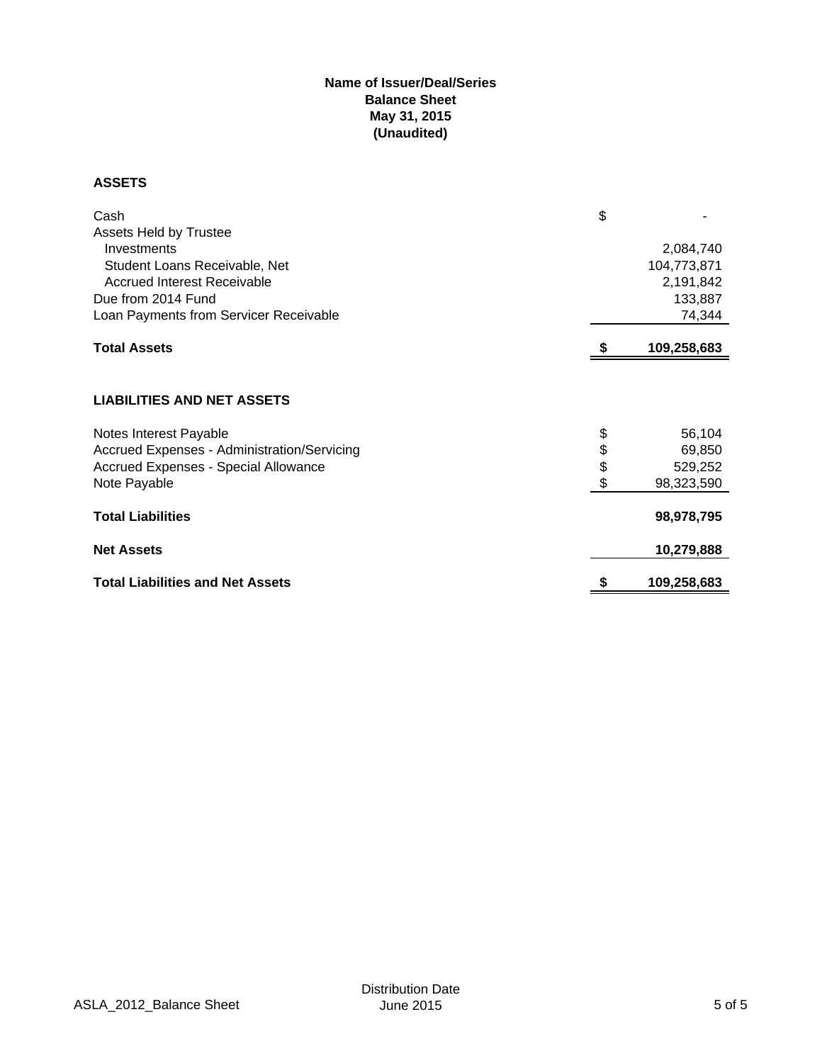**Name of Issuer/Deal/Series**
**Balance Sheet**
**May 31, 2015**
**(Unaudited)**

**ASSETS**

| | | |
|---|---|---|
| Cash | $ | - |
| Assets Held by Trustee | | |
| Investments | | 2,084,740 |
| Student Loans Receivable, Net | | 104,773,871 |
| Accrued Interest Receivable | | 2,191,842 |
| Due from 2014 Fund | | 133,887 |
| Loan Payments from Servicer Receivable | | 74,344 |
| **Total Assets** | **$** | **109,258,683** |

**LIABILITIES AND NET ASSETS**

| | | |
|---|---|---|
| Notes Interest Payable | $ | 56,104 |
| Accrued Expenses - Administration/Servicing | $ | 69,850 |
| Accrued Expenses - Special Allowance | $ | 529,252 |
| Note Payable | $ | 98,323,590 |
| **Total Liabilities** | | **98,978,795** |
| **Net Assets** | | **10,279,888** |
| **Total Liabilities and Net Assets** | **$** | **109,258,683** |